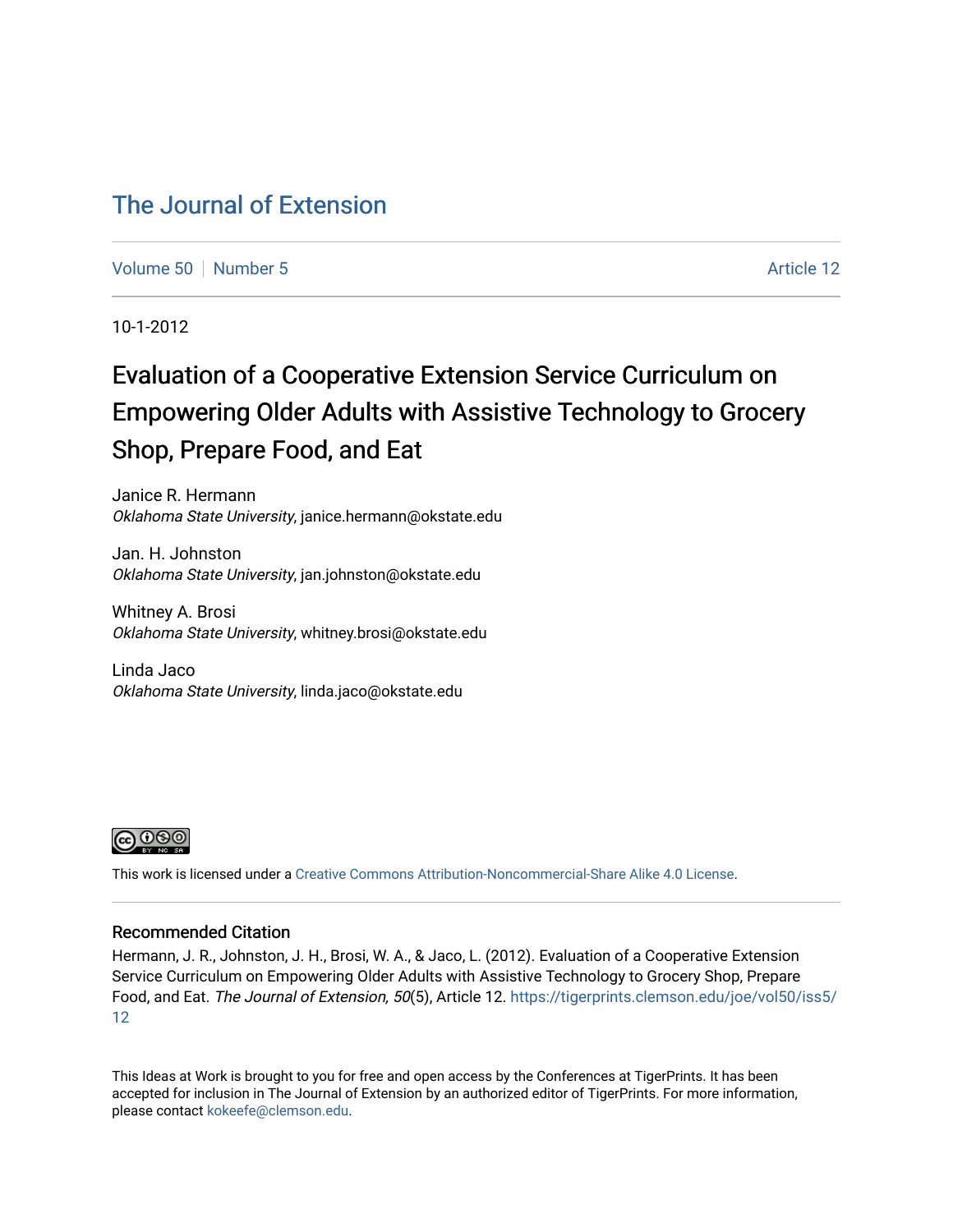# The Journal of Extension

Volume 50 | Number 5 | Article 12

10-1-2012

## Evaluation of a Cooperative Extension Service Curriculum on Empowering Older Adults with Assistive Technology to Grocery Shop, Prepare Food, and Eat

Janice R. Hermann
*Oklahoma State University*, janice.hermann@okstate.edu

Jan. H. Johnston
*Oklahoma State University*, jan.johnston@okstate.edu

Whitney A. Brosi
*Oklahoma State University*, whitney.brosi@okstate.edu

Linda Jaco
*Oklahoma State University*, linda.jaco@okstate.edu

This work is licensed under a Creative Commons Attribution-Noncommercial-Share Alike 4.0 License.

### Recommended Citation

Hermann, J. R., Johnston, J. H., Brosi, W. A., & Jaco, L. (2012). Evaluation of a Cooperative Extension Service Curriculum on Empowering Older Adults with Assistive Technology to Grocery Shop, Prepare Food, and Eat. *The Journal of Extension, 50*(5), Article 12. https://tigerprints.clemson.edu/joe/vol50/iss5/12

This Ideas at Work is brought to you for free and open access by the Conferences at TigerPrints. It has been accepted for inclusion in The Journal of Extension by an authorized editor of TigerPrints. For more information, please contact kokeefe@clemson.edu.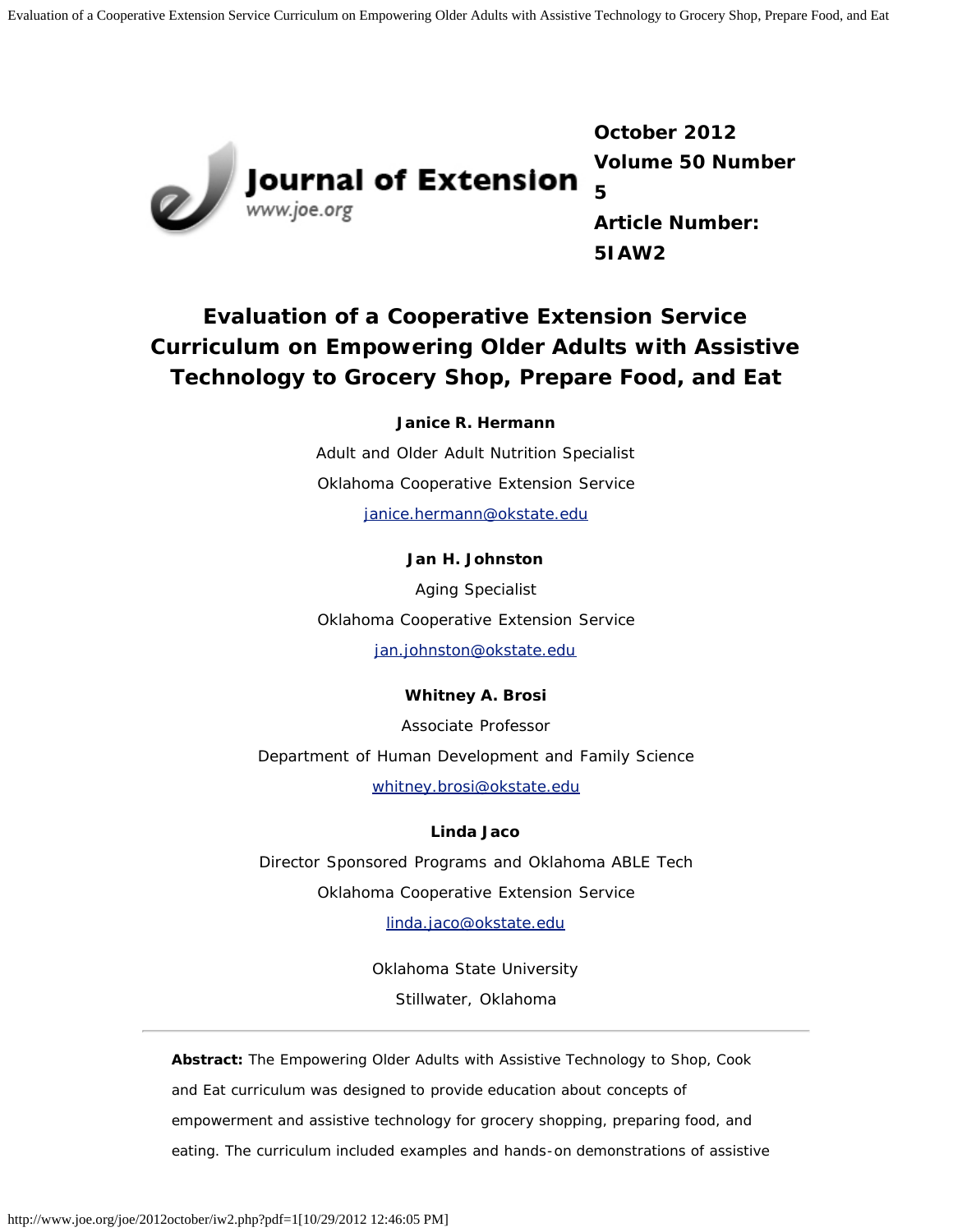October 2012
Volume 50 Number 5
Article Number: 5IAW2

# Evaluation of a Cooperative Extension Service Curriculum on Empowering Older Adults with Assistive Technology to Grocery Shop, Prepare Food, and Eat

**Janice R. Hermann**
Adult and Older Adult Nutrition Specialist
Oklahoma Cooperative Extension Service
janice.hermann@okstate.edu

**Jan H. Johnston**
Aging Specialist
Oklahoma Cooperative Extension Service
jan.johnston@okstate.edu

**Whitney A. Brosi**
Associate Professor
Department of Human Development and Family Science
whitney.brosi@okstate.edu

**Linda Jaco**
Director Sponsored Programs and Oklahoma ABLE Tech
Oklahoma Cooperative Extension Service
linda.jaco@okstate.edu

Oklahoma State University
Stillwater, Oklahoma

**Abstract:** The Empowering Older Adults with Assistive Technology to Shop, Cook and Eat curriculum was designed to provide education about concepts of empowerment and assistive technology for grocery shopping, preparing food, and eating. The curriculum included examples and hands-on demonstrations of assistive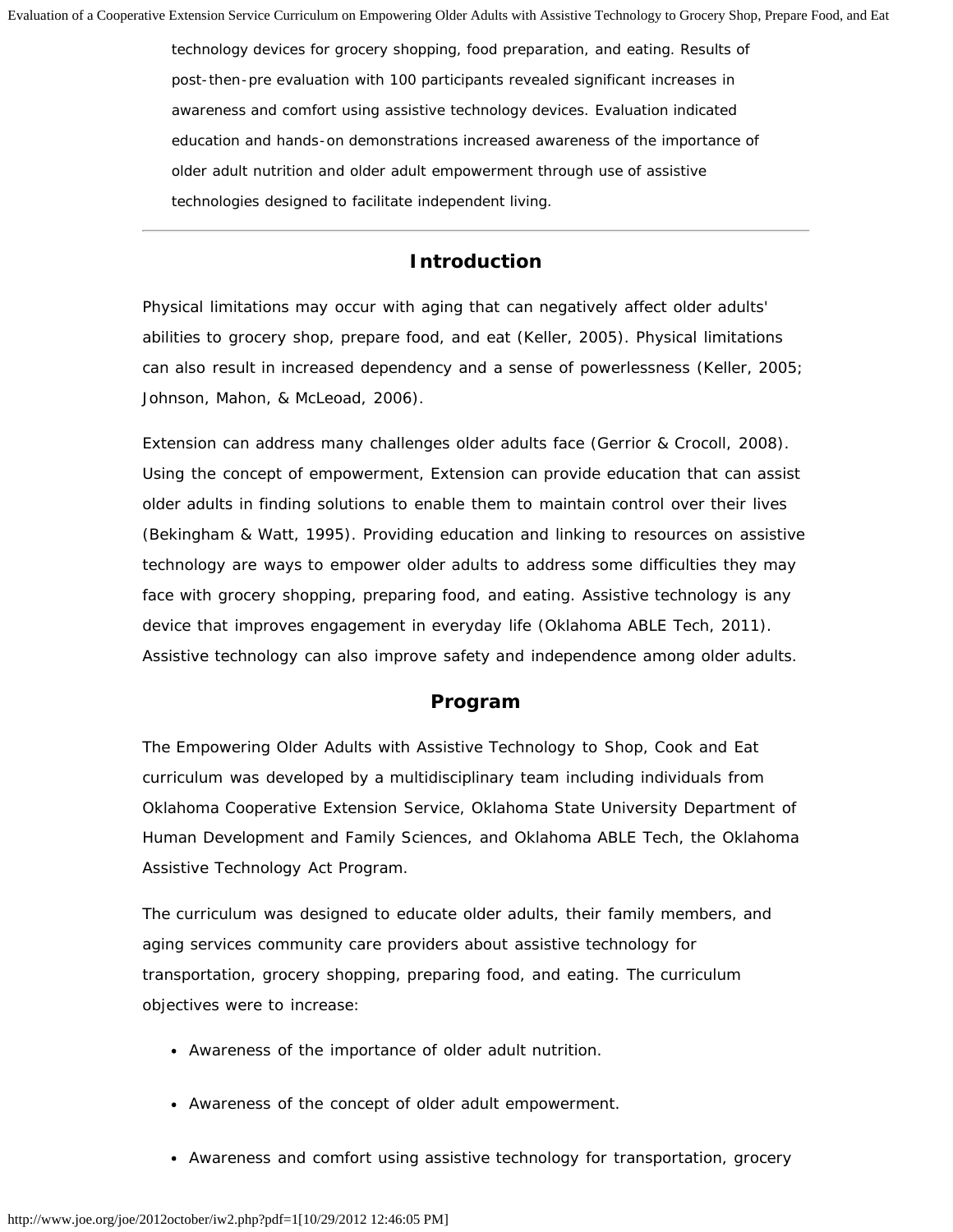technology devices for grocery shopping, food preparation, and eating. Results of post-then-pre evaluation with 100 participants revealed significant increases in awareness and comfort using assistive technology devices. Evaluation indicated education and hands-on demonstrations increased awareness of the importance of older adult nutrition and older adult empowerment through use of assistive technologies designed to facilitate independent living.

---

## Introduction

Physical limitations may occur with aging that can negatively affect older adults' abilities to grocery shop, prepare food, and eat (Keller, 2005). Physical limitations can also result in increased dependency and a sense of powerlessness (Keller, 2005; Johnson, Mahon, & McLeoad, 2006).

Extension can address many challenges older adults face (Gerrior & Crocoll, 2008). Using the concept of empowerment, Extension can provide education that can assist older adults in finding solutions to enable them to maintain control over their lives (Bekingham & Watt, 1995). Providing education and linking to resources on assistive technology are ways to empower older adults to address some difficulties they may face with grocery shopping, preparing food, and eating. Assistive technology is any device that improves engagement in everyday life (Oklahoma ABLE Tech, 2011). Assistive technology can also improve safety and independence among older adults.

## Program

The Empowering Older Adults with Assistive Technology to Shop, Cook and Eat curriculum was developed by a multidisciplinary team including individuals from Oklahoma Cooperative Extension Service, Oklahoma State University Department of Human Development and Family Sciences, and Oklahoma ABLE Tech, the Oklahoma Assistive Technology Act Program.

The curriculum was designed to educate older adults, their family members, and aging services community care providers about assistive technology for transportation, grocery shopping, preparing food, and eating. The curriculum objectives were to increase:

- Awareness of the importance of older adult nutrition.
- Awareness of the concept of older adult empowerment.
- Awareness and comfort using assistive technology for transportation, grocery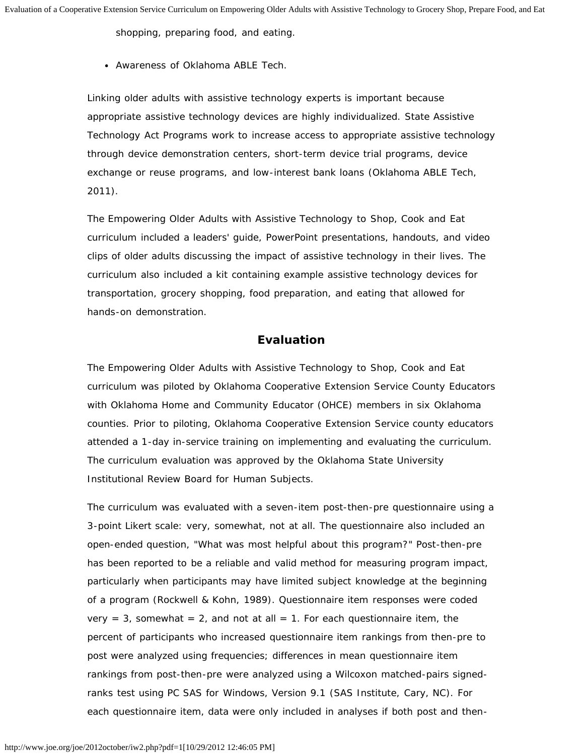shopping, preparing food, and eating.

- Awareness of Oklahoma ABLE Tech.

Linking older adults with assistive technology experts is important because appropriate assistive technology devices are highly individualized. State Assistive Technology Act Programs work to increase access to appropriate assistive technology through device demonstration centers, short-term device trial programs, device exchange or reuse programs, and low-interest bank loans (Oklahoma ABLE Tech, 2011).

The Empowering Older Adults with Assistive Technology to Shop, Cook and Eat curriculum included a leaders' guide, PowerPoint presentations, handouts, and video clips of older adults discussing the impact of assistive technology in their lives. The curriculum also included a kit containing example assistive technology devices for transportation, grocery shopping, food preparation, and eating that allowed for hands-on demonstration.

## Evaluation

The Empowering Older Adults with Assistive Technology to Shop, Cook and Eat curriculum was piloted by Oklahoma Cooperative Extension Service County Educators with Oklahoma Home and Community Educator (OHCE) members in six Oklahoma counties. Prior to piloting, Oklahoma Cooperative Extension Service county educators attended a 1-day in-service training on implementing and evaluating the curriculum. The curriculum evaluation was approved by the Oklahoma State University Institutional Review Board for Human Subjects.

The curriculum was evaluated with a seven-item post-then-pre questionnaire using a 3-point Likert scale: very, somewhat, not at all. The questionnaire also included an open-ended question, "What was most helpful about this program?" Post-then-pre has been reported to be a reliable and valid method for measuring program impact, particularly when participants may have limited subject knowledge at the beginning of a program (Rockwell & Kohn, 1989). Questionnaire item responses were coded very = 3, somewhat = 2, and not at all = 1. For each questionnaire item, the percent of participants who increased questionnaire item rankings from then-pre to post were analyzed using frequencies; differences in mean questionnaire item rankings from post-then-pre were analyzed using a Wilcoxon matched-pairs signed-ranks test using PC SAS for Windows, Version 9.1 (SAS Institute, Cary, NC). For each questionnaire item, data were only included in analyses if both post and then-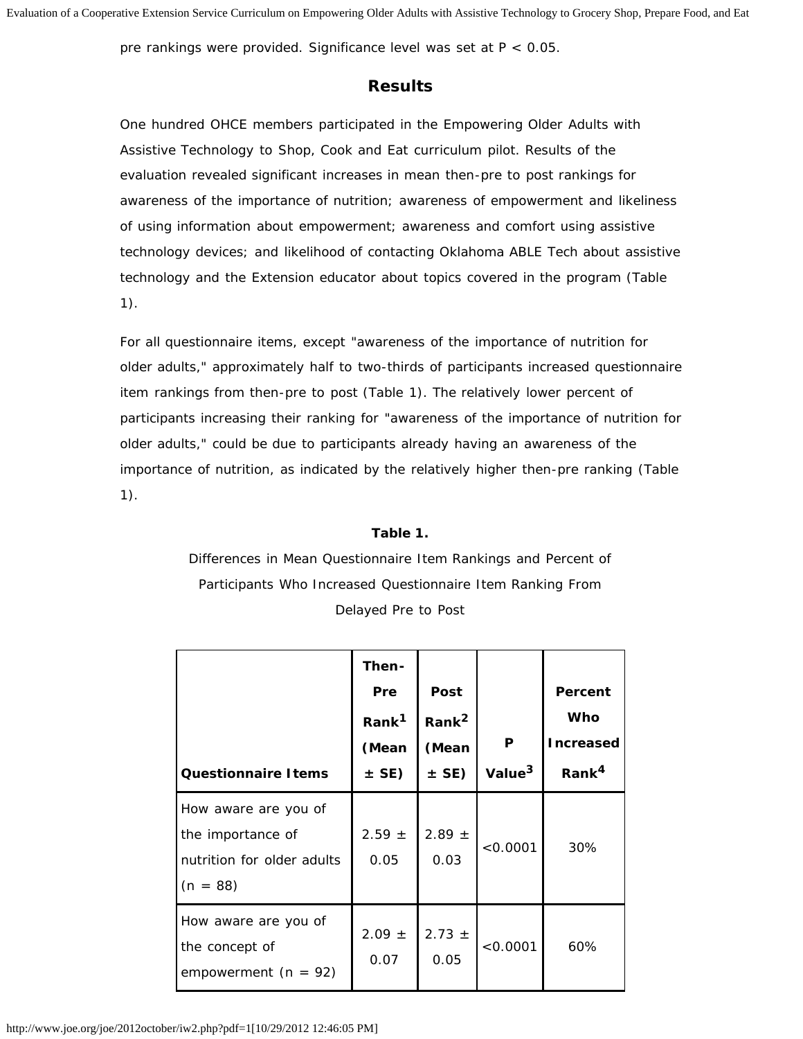pre rankings were provided. Significance level was set at $P < 0.05$.

## Results

One hundred OHCE members participated in the Empowering Older Adults with Assistive Technology to Shop, Cook and Eat curriculum pilot. Results of the evaluation revealed significant increases in mean then-pre to post rankings for awareness of the importance of nutrition; awareness of empowerment and likeliness of using information about empowerment; awareness and comfort using assistive technology devices; and likelihood of contacting Oklahoma ABLE Tech about assistive technology and the Extension educator about topics covered in the program (Table 1).

For all questionnaire items, except "awareness of the importance of nutrition for older adults," approximately half to two-thirds of participants increased questionnaire item rankings from then-pre to post (Table 1). The relatively lower percent of participants increasing their ranking for "awareness of the importance of nutrition for older adults," could be due to participants already having an awareness of the importance of nutrition, as indicated by the relatively higher then-pre ranking (Table 1).

**Table 1.**

Differences in Mean Questionnaire Item Rankings and Percent of Participants Who Increased Questionnaire Item Ranking From Delayed Pre to Post

| Questionnaire Items | Then-Pre Rank[1] (Mean ± SE) | Post Rank[2] (Mean ± SE) | P Value[3] | Percent Who Increased Rank[4] |
|---|---|---|---|---|
| How aware are you of the importance of nutrition for older adults (n = 88) | 2.59 ± 0.05 | 2.89 ± 0.03 | <0.0001 | 30% |
| How aware are you of the concept of empowerment (n = 92) | 2.09 ± 0.07 | 2.73 ± 0.05 | <0.0001 | 60% |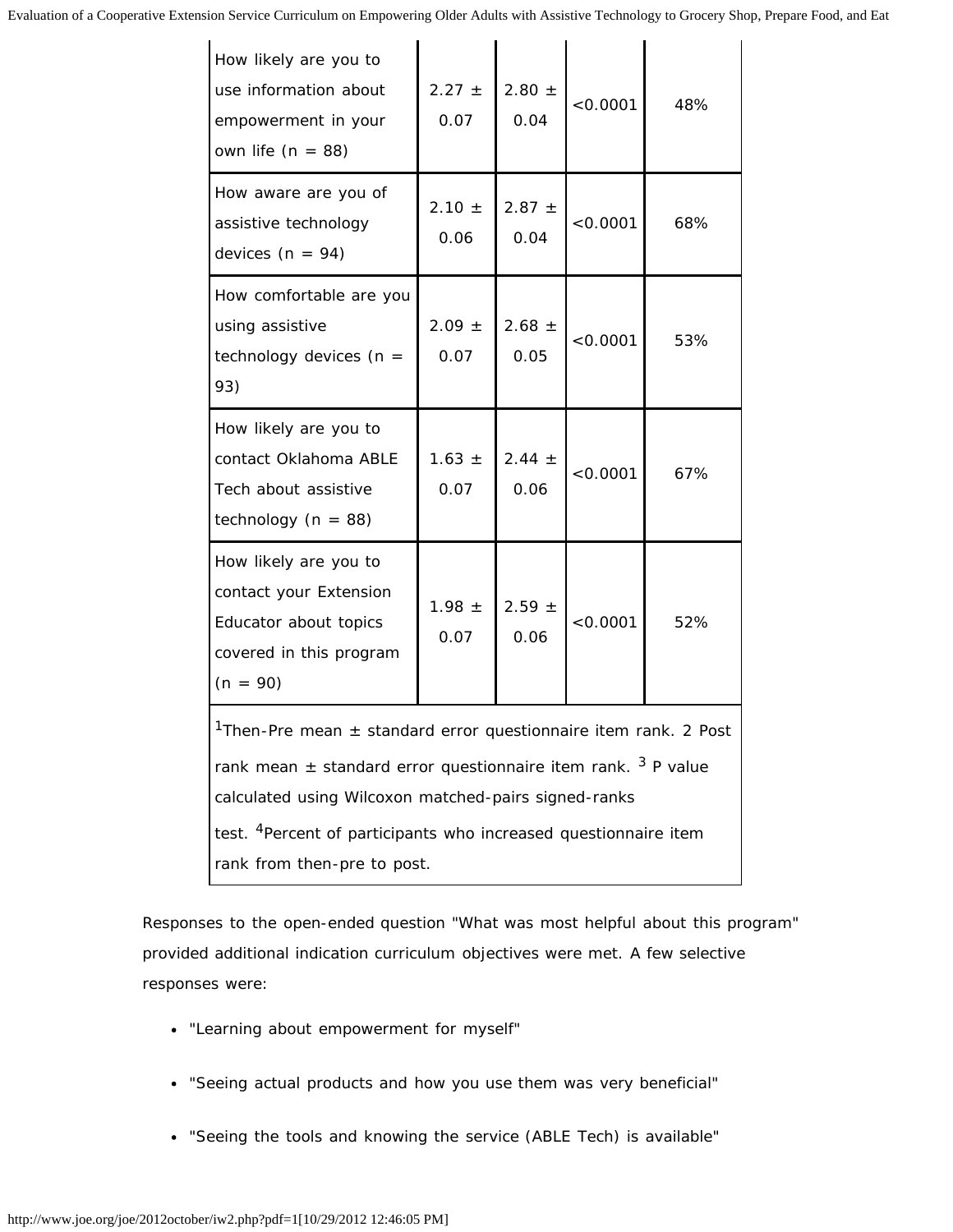| | | | | |
|---|---|---|---|---|
| How likely are you to use information about empowerment in your own life (n = 88) | 2.27 ± 0.07 | 2.80 ± 0.04 | <0.0001 | 48% |
| How aware are you of assistive technology devices (n = 94) | 2.10 ± 0.06 | 2.87 ± 0.04 | <0.0001 | 68% |
| How comfortable are you using assistive technology devices (n = 93) | 2.09 ± 0.07 | 2.68 ± 0.05 | <0.0001 | 53% |
| How likely are you to contact Oklahoma ABLE Tech about assistive technology (n = 88) | 1.63 ± 0.07 | 2.44 ± 0.06 | <0.0001 | 67% |
| How likely are you to contact your Extension Educator about topics covered in this program (n = 90) | 1.98 ± 0.07 | 2.59 ± 0.06 | <0.0001 | 52% |

[1]Then-Pre mean ± standard error questionnaire item rank. 2 Post rank mean ± standard error questionnaire item rank. [3] P value calculated using Wilcoxon matched-pairs signed-ranks test. [4]Percent of participants who increased questionnaire item rank from then-pre to post.

Responses to the open-ended question "What was most helpful about this program" provided additional indication curriculum objectives were met. A few selective responses were:

- "Learning about empowerment for myself"
- "Seeing actual products and how you use them was very beneficial"
- "Seeing the tools and knowing the service (ABLE Tech) is available"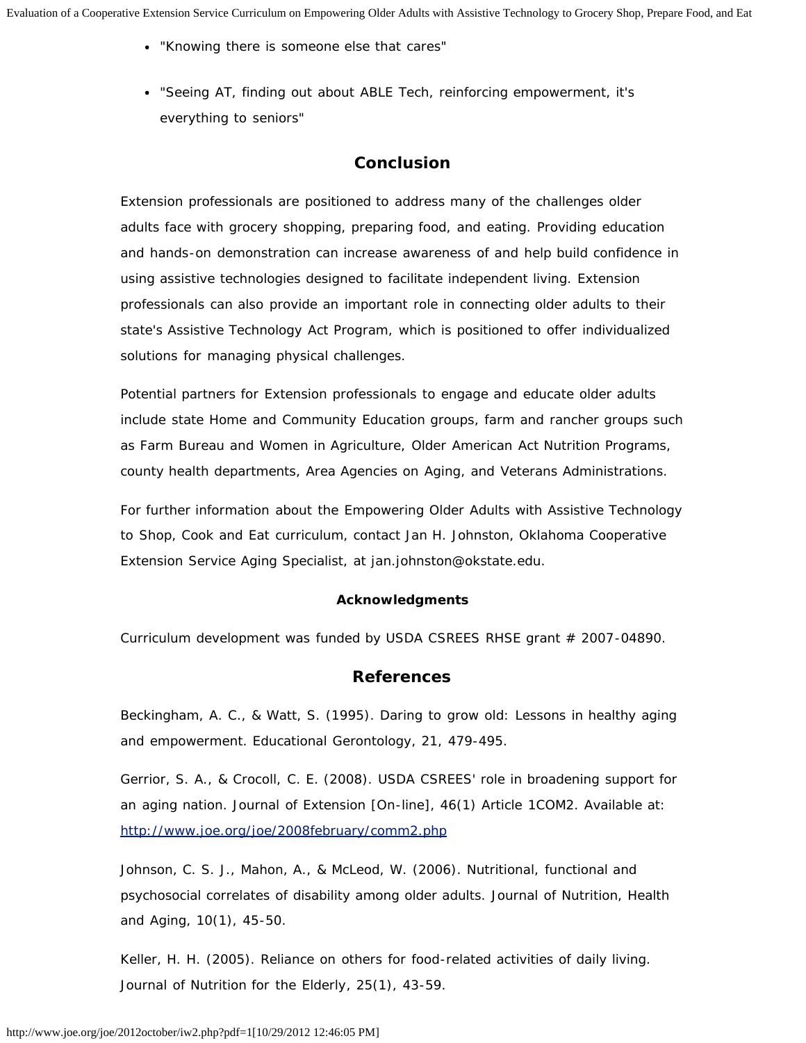- "Knowing there is someone else that cares"
- "Seeing AT, finding out about ABLE Tech, reinforcing empowerment, it's everything to seniors"

## Conclusion

Extension professionals are positioned to address many of the challenges older adults face with grocery shopping, preparing food, and eating. Providing education and hands-on demonstration can increase awareness of and help build confidence in using assistive technologies designed to facilitate independent living. Extension professionals can also provide an important role in connecting older adults to their state's Assistive Technology Act Program, which is positioned to offer individualized solutions for managing physical challenges.

Potential partners for Extension professionals to engage and educate older adults include state Home and Community Education groups, farm and rancher groups such as Farm Bureau and Women in Agriculture, Older American Act Nutrition Programs, county health departments, Area Agencies on Aging, and Veterans Administrations.

For further information about the Empowering Older Adults with Assistive Technology to Shop, Cook and Eat curriculum, contact Jan H. Johnston, Oklahoma Cooperative Extension Service Aging Specialist, at jan.johnston@okstate.edu.

### Acknowledgments

Curriculum development was funded by USDA CSREES RHSE grant # 2007-04890.

## References

Beckingham, A. C., & Watt, S. (1995). Daring to grow old: Lessons in healthy aging and empowerment. Educational Gerontology, 21, 479-495.

Gerrior, S. A., & Crocoll, C. E. (2008). USDA CSREES' role in broadening support for an aging nation. Journal of Extension [On-line], 46(1) Article 1COM2. Available at: http://www.joe.org/joe/2008february/comm2.php

Johnson, C. S. J., Mahon, A., & McLeod, W. (2006). Nutritional, functional and psychosocial correlates of disability among older adults. Journal of Nutrition, Health and Aging, 10(1), 45-50.

Keller, H. H. (2005). Reliance on others for food-related activities of daily living. Journal of Nutrition for the Elderly, 25(1), 43-59.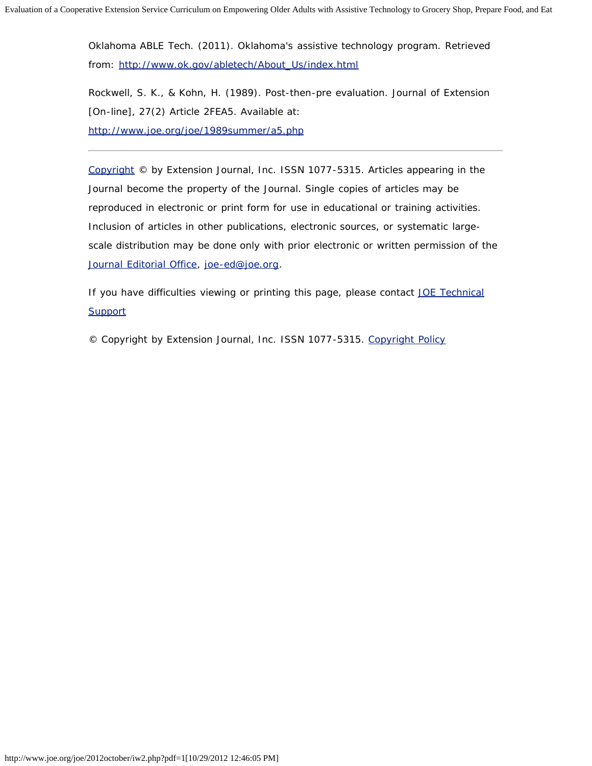Oklahoma ABLE Tech. (2011). Oklahoma's assistive technology program. Retrieved from: [http://www.ok.gov/abletech/About_Us/index.html](http://www.ok.gov/abletech/About_Us/index.html)

Rockwell, S. K., & Kohn, H. (1989). Post-then-pre evaluation. Journal of Extension [On-line], 27(2) Article 2FEA5. Available at: [http://www.joe.org/joe/1989summer/a5.php](http://www.joe.org/joe/1989summer/a5.php)

---

Copyright © by Extension Journal, Inc. ISSN 1077-5315. Articles appearing in the Journal become the property of the Journal. Single copies of articles may be reproduced in electronic or print form for use in educational or training activities. Inclusion of articles in other publications, electronic sources, or systematic large-scale distribution may be done only with prior electronic or written permission of the Journal Editorial Office, joe-ed@joe.org.

If you have difficulties viewing or printing this page, please contact JOE Technical Support

© Copyright by Extension Journal, Inc. ISSN 1077-5315. Copyright Policy